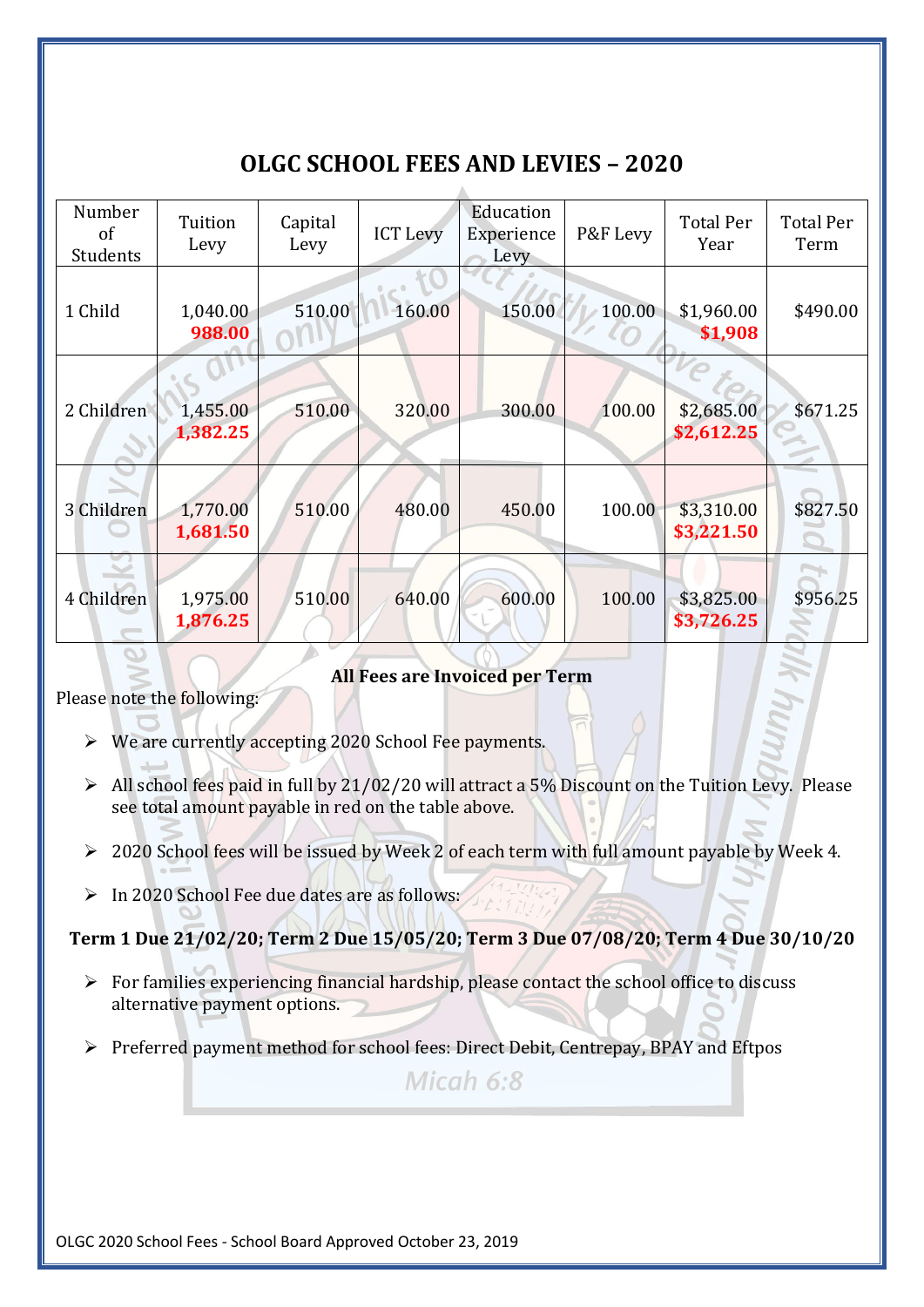# OLGC SCHOOL FEES AND LEVIES – 2020

| Number of Students | Tuition Levy | Capital Levy | ICT Levy | Education Experience Levy | P&F Levy | Total Per Year | Total Per Term |
|---|---|---|---|---|---|---|---|
| 1 Child | 1,040.00 **988.00** | 510.00 | 160.00 | 150.00 | 100.00 | $1,960.00 **$1,908** | $490.00 |
| 2 Children | 1,455.00 **1,382.25** | 510.00 | 320.00 | 300.00 | 100.00 | $2,685.00 **$2,612.25** | $671.25 |
| 3 Children | 1,770.00 **1,681.50** | 510.00 | 480.00 | 450.00 | 100.00 | $3,310.00 **$3,221.50** | $827.50 |
| 4 Children | 1,975.00 **1,876.25** | 510.00 | 640.00 | 600.00 | 100.00 | $3,825.00 **$3,726.25** | $956.25 |

**All Fees are Invoiced per Term**

Please note the following:

- We are currently accepting 2020 School Fee payments.
- All school fees paid in full by 21/02/20 will attract a 5% Discount on the Tuition Levy. Please see total amount payable in red on the table above.
- 2020 School fees will be issued by Week 2 of each term with full amount payable by Week 4.
- In 2020 School Fee due dates are as follows:

**Term 1 Due 21/02/20; Term 2 Due 15/05/20; Term 3 Due 07/08/20; Term 4 Due 30/10/20**

- For families experiencing financial hardship, please contact the school office to discuss alternative payment options.
- Preferred payment method for school fees: Direct Debit, Centrepay, BPAY and Eftpos

OLGC 2020 School Fees - School Board Approved October 23, 2019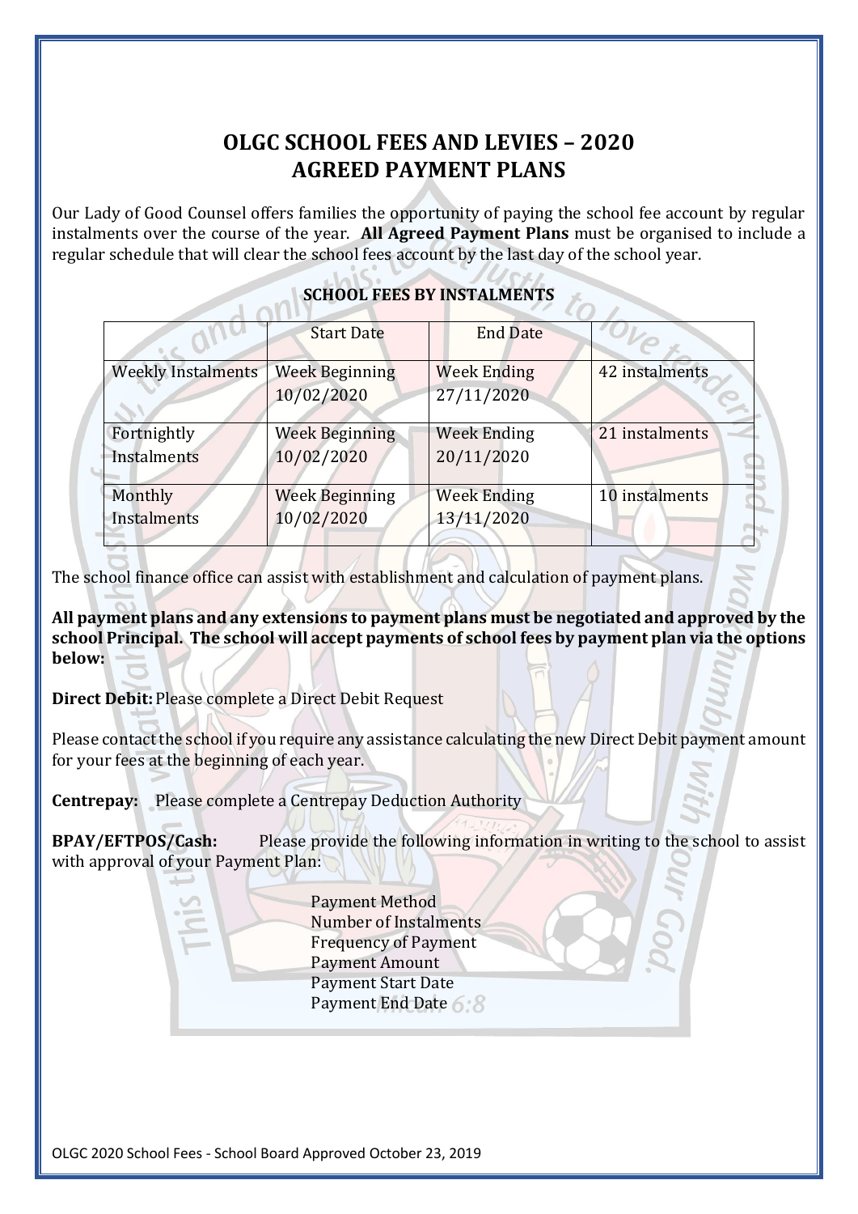# OLGC SCHOOL FEES AND LEVIES – 2020
# AGREED PAYMENT PLANS

Our Lady of Good Counsel offers families the opportunity of paying the school fee account by regular instalments over the course of the year. **All Agreed Payment Plans** must be organised to include a regular schedule that will clear the school fees account by the last day of the school year.

**SCHOOL FEES BY INSTALMENTS**

| | Start Date | End Date | |
|---|---|---|---|
| Weekly Instalments | Week Beginning 10/02/2020 | Week Ending 27/11/2020 | 42 instalments |
| Fortnightly Instalments | Week Beginning 10/02/2020 | Week Ending 20/11/2020 | 21 instalments |
| Monthly Instalments | Week Beginning 10/02/2020 | Week Ending 13/11/2020 | 10 instalments |

The school finance office can assist with establishment and calculation of payment plans.

**All payment plans and any extensions to payment plans must be negotiated and approved by the school Principal. The school will accept payments of school fees by payment plan via the options below:**

**Direct Debit:** Please complete a Direct Debit Request

Please contact the school if you require any assistance calculating the new Direct Debit payment amount for your fees at the beginning of each year.

**Centrepay:** Please complete a Centrepay Deduction Authority

**BPAY/EFTPOS/Cash:** Please provide the following information in writing to the school to assist with approval of your Payment Plan:

Payment Method
Number of Instalments
Frequency of Payment
Payment Amount
Payment Start Date
Payment End Date

OLGC 2020 School Fees - School Board Approved October 23, 2019